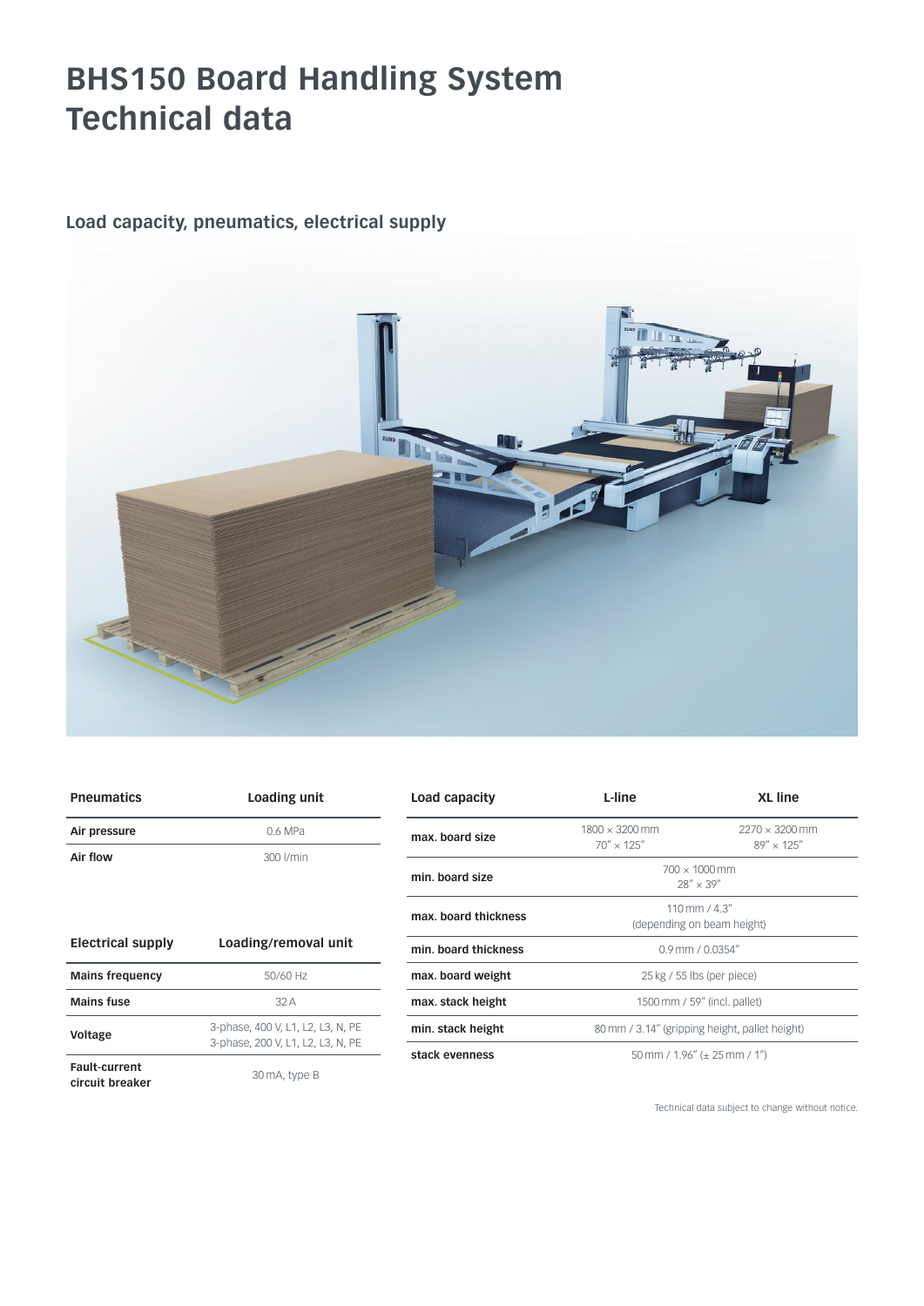# BHS150 Board Handling System
# Technical data

## Load capacity, pneumatics, electrical supply

| Pneumatics | Loading unit |
|---|---|
| **Air pressure** | 0.6 MPa |
| **Air flow** | 300 l/min |

| Electrical supply | Loading/removal unit |
|---|---|
| **Mains frequency** | 50/60 Hz |
| **Mains fuse** | 32 A |
| **Voltage** | 3-phase, 400 V, L1, L2, L3, N, PE<br>3-phase, 200 V, L1, L2, L3, N, PE |
| **Fault-current circuit breaker** | 30 mA, type B |

| Load capacity | L-line | XL line |
|---|---|---|
| **max. board size** | 1800 × 3200 mm<br>70″ × 125″ | 2270 × 3200 mm<br>89″ × 125″ |
| **min. board size** | 700 × 1000 mm<br>28″ × 39″ | |
| **max. board thickness** | 110 mm / 4.3″<br>(depending on beam height) | |
| **min. board thickness** | 0.9 mm / 0.0354″ | |
| **max. board weight** | 25 kg / 55 lbs (per piece) | |
| **max. stack height** | 1500 mm / 59″ (incl. pallet) | |
| **min. stack height** | 80 mm / 3.14″ (gripping height, pallet height) | |
| **stack evenness** | 50 mm / 1.96″ (± 25 mm / 1″) | |

Technical data subject to change without notice.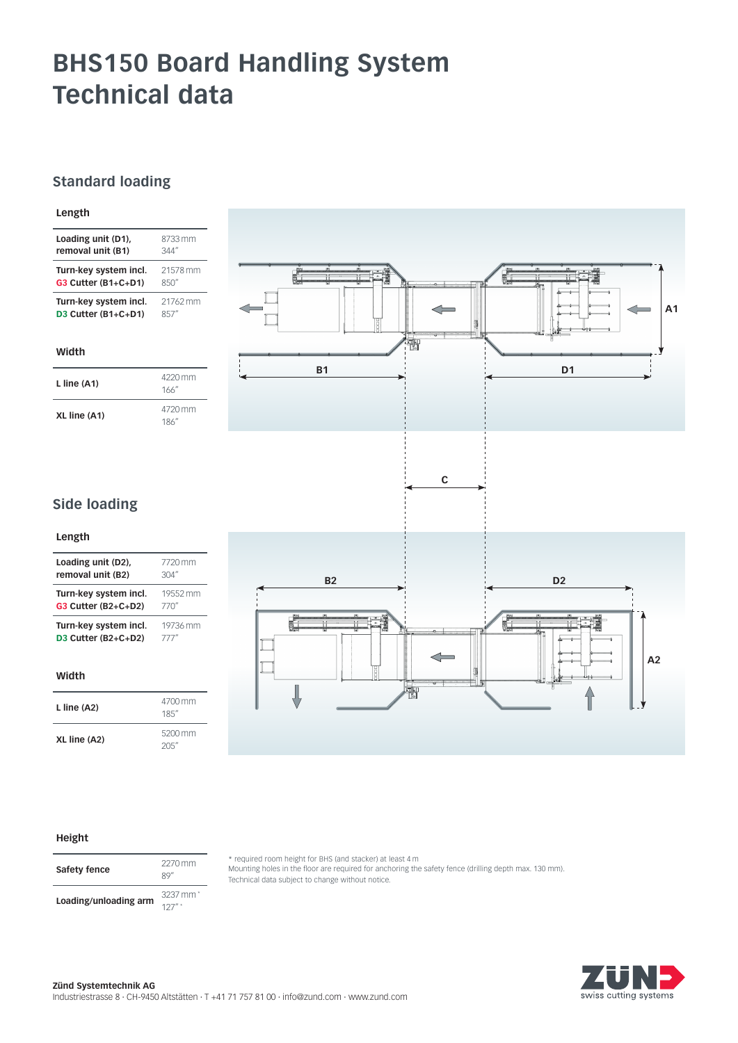# BHS150 Board Handling System
# Technical data

## Standard loading

### Length

| | |
|---|---|
| Loading unit (D1), removal unit (B1) | 8733 mm<br>344" |
| Turn-key system incl. G3 Cutter (B1+C+D1) | 21578 mm<br>850" |
| Turn-key system incl. D3 Cutter (B1+C+D1) | 21762 mm<br>857" |

### Width

| | |
|---|---|
| L line (A1) | 4220 mm<br>166" |
| XL line (A1) | 4720 mm<br>186" |

A1

B1

D1

C

## Side loading

### Length

| | |
|---|---|
| Loading unit (D2), removal unit (B2) | 7720 mm<br>304" |
| Turn-key system incl. G3 Cutter (B2+C+D2) | 19552 mm<br>770" |
| Turn-key system incl. D3 Cutter (B2+C+D2) | 19736 mm<br>777" |

### Width

| | |
|---|---|
| L line (A2) | 4700 mm<br>185" |
| XL line (A2) | 5200 mm<br>205" |

B2

D2

A2

### Height

| | |
|---|---|
| Safety fence | 2270 mm<br>89" |
| Loading/unloading arm | 3237 mm *<br>127" * |

\* required room height for BHS (and stacker) at least 4 m
Mounting holes in the floor are required for anchoring the safety fence (drilling depth max. 130 mm).
Technical data subject to change without notice.

**Zünd Systemtechnik AG**
Industriestrasse 8 · CH-9450 Altstätten · T +41 71 757 81 00 · info@zund.com · www.zund.com

ZÜND swiss cutting systems